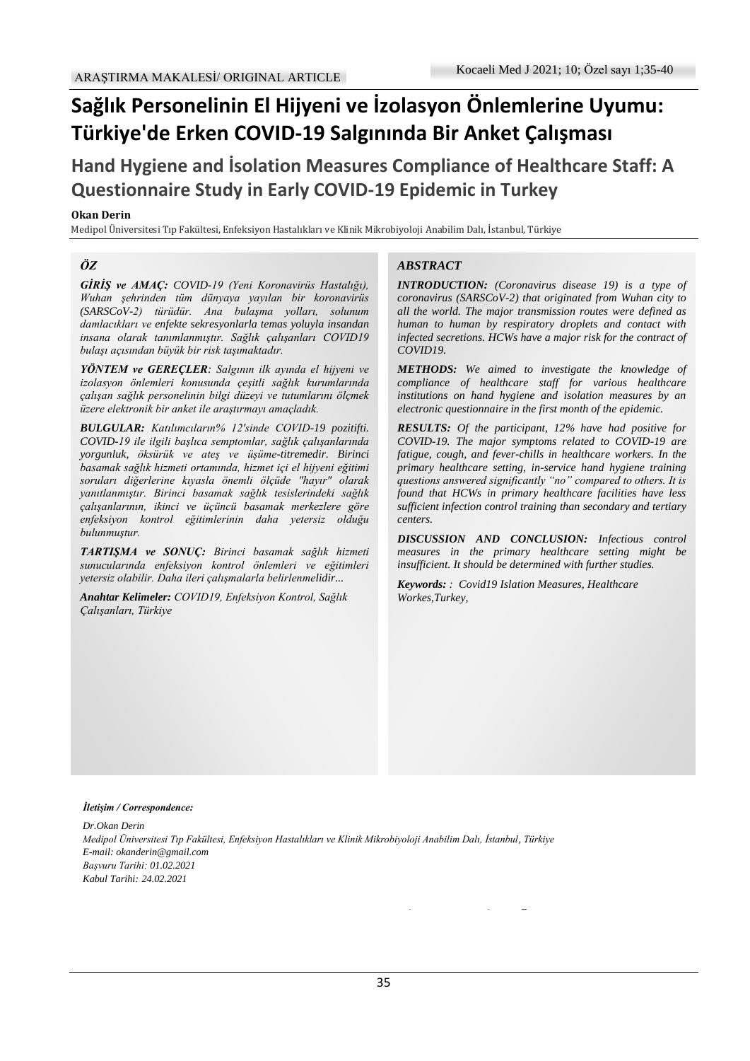ARAŞTIRMA MAKALESİ/ ORIGINAL ARTICLE

# Sağlık Personelinin El Hijyeni ve İzolasyon Önlemlerine Uyumu: Türkiye'de Erken COVID-19 Salgınında Bir Anket Çalışması

## Hand Hygiene and İsolation Measures Compliance of Healthcare Staff: A Questionnaire Study in Early COVID-19 Epidemic in Turkey

**Okan Derin**

Medipol Üniversitesi Tıp Fakültesi, Enfeksiyon Hastalıkları ve Klinik Mikrobiyoloji Anabilim Dalı, İstanbul, Türkiye

### *ÖZ*

***GİRİŞ ve AMAÇ:*** *COVID-19 (Yeni Koronavirüs Hastalığı), Wuhan şehrinden tüm dünyaya yayılan bir koronavirüs (SARSCoV-2) türüdür. Ana bulaşma yolları, solunum damlacıkları ve enfekte sekresyonlarla temas yoluyla insandan insana olarak tanımlanmıştır. Sağlık çalışanları COVID19 bulaşı açısından büyük bir risk taşımaktadır.*

***YÖNTEM ve GEREÇLER****: Salgının ilk ayında el hijyeni ve izolasyon önlemleri konusunda çeşitli sağlık kurumlarında çalışan sağlık personelinin bilgi düzeyi ve tutumlarını ölçmek üzere elektronik bir anket ile araştırmayı amaçladık.*

***BULGULAR:*** *Katılımcıların% 12'sinde COVID-19 pozitifti. COVID-19 ile ilgili başlıca semptomlar, sağlık çalışanlarında yorgunluk, öksürük ve ateş ve üşüme-titremedir. Birinci basamak sağlık hizmeti ortamında, hizmet içi el hijyeni eğitimi soruları diğerlerine kıyasla önemli ölçüde "hayır" olarak yanıtlanmıştır. Birinci basamak sağlık tesislerindeki sağlık çalışanlarının, ikinci ve üçüncü basamak merkezlere göre enfeksiyon kontrol eğitimlerinin daha yetersiz olduğu bulunmuştur.*

***TARTIŞMA ve SONUÇ:*** *Birinci basamak sağlık hizmeti sunucularında enfeksiyon kontrol önlemleri ve eğitimleri yetersiz olabilir. Daha ileri çalışmalarla belirlenmelidir...*

***Anahtar Kelimeler:*** *COVID19, Enfeksiyon Kontrol, Sağlık Çalışanları, Türkiye*

### *ABSTRACT*

***INTRODUCTION:*** *(Coronavirus disease 19) is a type of coronavirus (SARSCoV-2) that originated from Wuhan city to all the world. The major transmission routes were defined as human to human by respiratory droplets and contact with infected secretions. HCWs have a major risk for the contract of COVID19.*

***METHODS:*** *We aimed to investigate the knowledge of compliance of healthcare staff for various healthcare institutions on hand hygiene and isolation measures by an electronic questionnaire in the first month of the epidemic.*

***RESULTS:*** *Of the participant, 12% have had positive for COVID-19. The major symptoms related to COVID-19 are fatigue, cough, and fever-chills in healthcare workers. In the primary healthcare setting, in-service hand hygiene training questions answered significantly "no" compared to others. It is found that HCWs in primary healthcare facilities have less sufficient infection control training than secondary and tertiary centers.*

***DISCUSSION AND CONCLUSION:*** *Infectious control measures in the primary healthcare setting might be insufficient. It should be determined with further studies.*

***Keywords:*** *: Covid19 Islation Measures, Healthcare Workes,Turkey,*

***İletişim / Correspondence:***

*Dr.Okan Derin*
*Medipol Üniversitesi Tıp Fakültesi, Enfeksiyon Hastalıkları ve Klinik Mikrobiyoloji Anabilim Dalı, İstanbul, Türkiye*
*E-mail: okanderin@gmail.com*
*Başvuru Tarihi: 01.02.2021*
*Kabul Tarihi: 24.02.2021*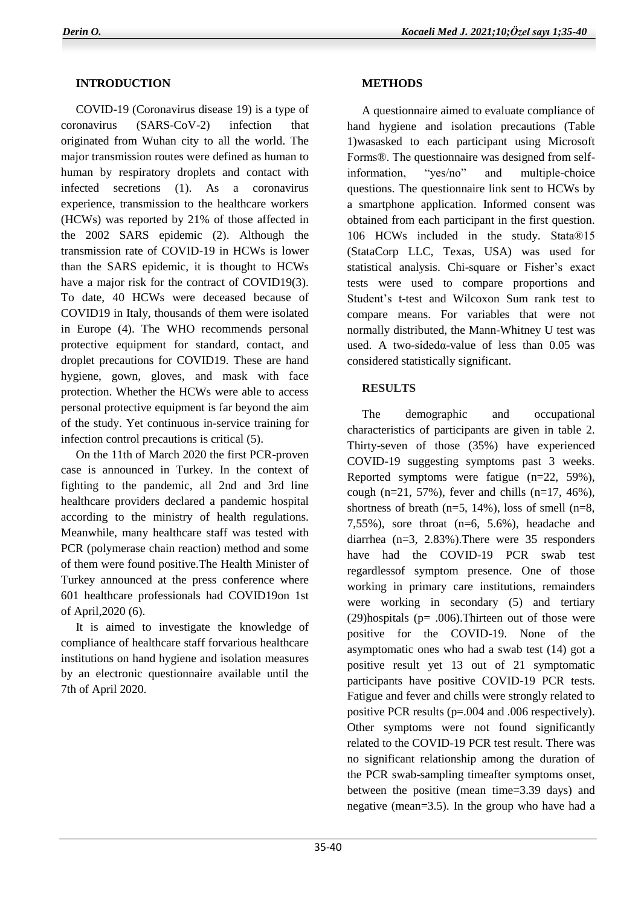## INTRODUCTION

COVID-19 (Coronavirus disease 19) is a type of coronavirus (SARS-CoV-2) infection that originated from Wuhan city to all the world. The major transmission routes were defined as human to human by respiratory droplets and contact with infected secretions (1). As a coronavirus experience, transmission to the healthcare workers (HCWs) was reported by 21% of those affected in the 2002 SARS epidemic (2). Although the transmission rate of COVID-19 in HCWs is lower than the SARS epidemic, it is thought to HCWs have a major risk for the contract of COVID19(3). To date, 40 HCWs were deceased because of COVID19 in Italy, thousands of them were isolated in Europe (4). The WHO recommends personal protective equipment for standard, contact, and droplet precautions for COVID19. These are hand hygiene, gown, gloves, and mask with face protection. Whether the HCWs were able to access personal protective equipment is far beyond the aim of the study. Yet continuous in-service training for infection control precautions is critical (5).

On the 11th of March 2020 the first PCR-proven case is announced in Turkey. In the context of fighting to the pandemic, all 2nd and 3rd line healthcare providers declared a pandemic hospital according to the ministry of health regulations. Meanwhile, many healthcare staff was tested with PCR (polymerase chain reaction) method and some of them were found positive.The Health Minister of Turkey announced at the press conference where 601 healthcare professionals had COVID19on 1st of April,2020 (6).

It is aimed to investigate the knowledge of compliance of healthcare staff forvarious healthcare institutions on hand hygiene and isolation measures by an electronic questionnaire available until the 7th of April 2020.

## METHODS

A questionnaire aimed to evaluate compliance of hand hygiene and isolation precautions (Table 1)wasasked to each participant using Microsoft Forms®. The questionnaire was designed from self-information, "yes/no" and multiple-choice questions. The questionnaire link sent to HCWs by a smartphone application. Informed consent was obtained from each participant in the first question. 106 HCWs included in the study. Stata®15 (StataCorp LLC, Texas, USA) was used for statistical analysis. Chi-square or Fisher's exact tests were used to compare proportions and Student's t-test and Wilcoxon Sum rank test to compare means. For variables that were not normally distributed, the Mann-Whitney U test was used. A two-sidedα-value of less than 0.05 was considered statistically significant.

## RESULTS

The demographic and occupational characteristics of participants are given in table 2. Thirty-seven of those (35%) have experienced COVID-19 suggesting symptoms past 3 weeks. Reported symptoms were fatigue (n=22, 59%), cough (n=21, 57%), fever and chills (n=17, 46%), shortness of breath (n=5, 14%), loss of smell (n=8, 7,55%), sore throat (n=6, 5.6%), headache and diarrhea (n=3, 2.83%).There were 35 responders have had the COVID-19 PCR swab test regardlessof symptom presence. One of those working in primary care institutions, remainders were working in secondary (5) and tertiary (29)hospitals (p= .006).Thirteen out of those were positive for the COVID-19. None of the asymptomatic ones who had a swab test (14) got a positive result yet 13 out of 21 symptomatic participants have positive COVID-19 PCR tests. Fatigue and fever and chills were strongly related to positive PCR results (p=.004 and .006 respectively). Other symptoms were not found significantly related to the COVID-19 PCR test result. There was no significant relationship among the duration of the PCR swab-sampling timeafter symptoms onset, between the positive (mean time=3.39 days) and negative (mean=3.5). In the group who have had a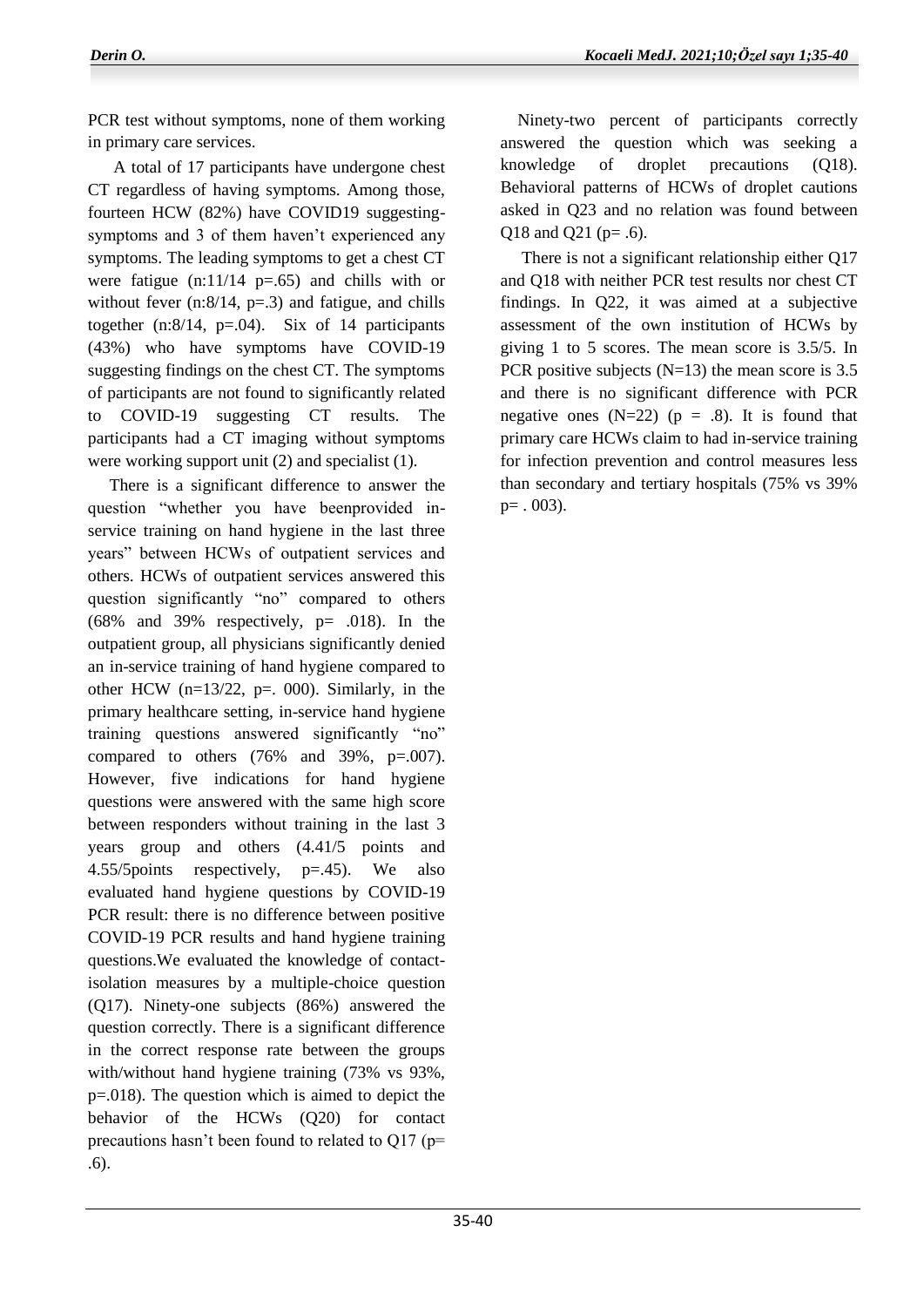PCR test without symptoms, none of them working in primary care services.

A total of 17 participants have undergone chest CT regardless of having symptoms. Among those, fourteen HCW (82%) have COVID19 suggesting-symptoms and 3 of them haven't experienced any symptoms. The leading symptoms to get a chest CT were fatigue (n:11/14 p=.65) and chills with or without fever (n:8/14, p=.3) and fatigue, and chills together (n:8/14, p=.04). Six of 14 participants (43%) who have symptoms have COVID-19 suggesting findings on the chest CT. The symptoms of participants are not found to significantly related to COVID-19 suggesting CT results. The participants had a CT imaging without symptoms were working support unit (2) and specialist (1).

There is a significant difference to answer the question "whether you have beenprovided in-service training on hand hygiene in the last three years" between HCWs of outpatient services and others. HCWs of outpatient services answered this question significantly "no" compared to others (68% and 39% respectively, p= .018). In the outpatient group, all physicians significantly denied an in-service training of hand hygiene compared to other HCW (n=13/22, p=. 000). Similarly, in the primary healthcare setting, in-service hand hygiene training questions answered significantly "no" compared to others (76% and 39%, p=.007). However, five indications for hand hygiene questions were answered with the same high score between responders without training in the last 3 years group and others (4.41/5 points and 4.55/5points respectively, p=.45). We also evaluated hand hygiene questions by COVID-19 PCR result: there is no difference between positive COVID-19 PCR results and hand hygiene training questions.We evaluated the knowledge of contact-isolation measures by a multiple-choice question (Q17). Ninety-one subjects (86%) answered the question correctly. There is a significant difference in the correct response rate between the groups with/without hand hygiene training (73% vs 93%, p=.018). The question which is aimed to depict the behavior of the HCWs (Q20) for contact precautions hasn't been found to related to Q17 (p= .6).

Ninety-two percent of participants correctly answered the question which was seeking a knowledge of droplet precautions (Q18). Behavioral patterns of HCWs of droplet cautions asked in Q23 and no relation was found between Q18 and Q21 (p= .6).

There is not a significant relationship either Q17 and Q18 with neither PCR test results nor chest CT findings. In Q22, it was aimed at a subjective assessment of the own institution of HCWs by giving 1 to 5 scores. The mean score is 3.5/5. In PCR positive subjects (N=13) the mean score is 3.5 and there is no significant difference with PCR negative ones (N=22) (p = .8). It is found that primary care HCWs claim to had in-service training for infection prevention and control measures less than secondary and tertiary hospitals (75% vs 39% p= . 003).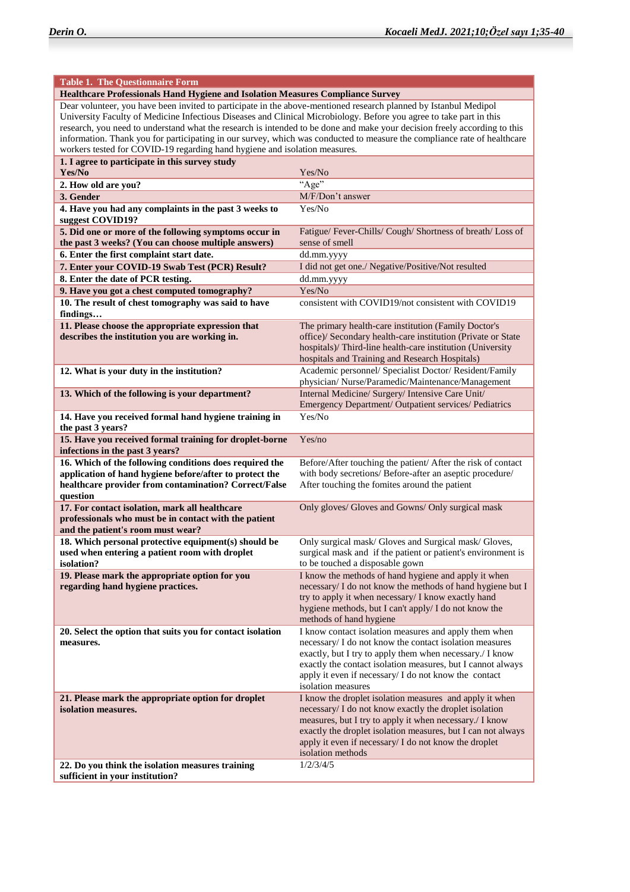**Table 1. The Questionnaire Form**

| **Healthcare Professionals Hand Hygiene and Isolation Measures Compliance Survey** | |
|---|---|
| Dear volunteer, you have been invited to participate in the above-mentioned research planned by Istanbul Medipol University Faculty of Medicine Infectious Diseases and Clinical Microbiology. Before you agree to take part in this research, you need to understand what the research is intended to be done and make your decision freely according to this information. Thank you for participating in our survey, which was conducted to measure the compliance rate of healthcare workers tested for COVID-19 regarding hand hygiene and isolation measures. | |
| **1. I agree to participate in this survey study Yes/No** | Yes/No |
| **2. How old are you?** | "Age" |
| **3. Gender** | M/F/Don't answer |
| **4. Have you had any complaints in the past 3 weeks to suggest COVID19?** | Yes/No |
| **5. Did one or more of the following symptoms occur in the past 3 weeks? (You can choose multiple answers)** | Fatigue/ Fever-Chills/ Cough/ Shortness of breath/ Loss of sense of smell |
| **6. Enter the first complaint start date.** | dd.mm.yyyy |
| **7. Enter your COVID-19 Swab Test (PCR) Result?** | I did not get one./ Negative/Positive/Not resulted |
| **8. Enter the date of PCR testing.** | dd.mm.yyyy |
| **9. Have you got a chest computed tomography?** | Yes/No |
| **10. The result of chest tomography was said to have findings…** | consistent with COVID19/not consistent with COVID19 |
| **11. Please choose the appropriate expression that describes the institution you are working in.** | The primary health-care institution (Family Doctor's office)/ Secondary health-care institution (Private or State hospitals)/ Third-line health-care institution (University hospitals and Training and Research Hospitals) |
| **12. What is your duty in the institution?** | Academic personnel/ Specialist Doctor/ Resident/Family physician/ Nurse/Paramedic/Maintenance/Management |
| **13. Which of the following is your department?** | Internal Medicine/ Surgery/ Intensive Care Unit/ Emergency Department/ Outpatient services/ Pediatrics |
| **14. Have you received formal hand hygiene training in the past 3 years?** | Yes/No |
| **15. Have you received formal training for droplet-borne infections in the past 3 years?** | Yes/no |
| **16. Which of the following conditions does required the application of hand hygiene before/after to protect the healthcare provider from contamination? Correct/False question** | Before/After touching the patient/ After the risk of contact with body secretions/ Before-after an aseptic procedure/ After touching the fomites around the patient |
| **17. For contact isolation, mark all healthcare professionals who must be in contact with the patient and the patient's room must wear?** | Only gloves/ Gloves and Gowns/ Only surgical mask |
| **18. Which personal protective equipment(s) should be used when entering a patient room with droplet isolation?** | Only surgical mask/ Gloves and Surgical mask/ Gloves, surgical mask and if the patient or patient's environment is to be touched a disposable gown |
| **19. Please mark the appropriate option for you regarding hand hygiene practices.** | I know the methods of hand hygiene and apply it when necessary/ I do not know the methods of hand hygiene but I try to apply it when necessary/ I know exactly hand hygiene methods, but I can't apply/ I do not know the methods of hand hygiene |
| **20. Select the option that suits you for contact isolation measures.** | I know contact isolation measures and apply them when necessary/ I do not know the contact isolation measures exactly, but I try to apply them when necessary./ I know exactly the contact isolation measures, but I cannot always apply it even if necessary/ I do not know the contact isolation measures |
| **21. Please mark the appropriate option for droplet isolation measures.** | I know the droplet isolation measures and apply it when necessary/ I do not know exactly the droplet isolation measures, but I try to apply it when necessary./ I know exactly the droplet isolation measures, but I can not always apply it even if necessary/ I do not know the droplet isolation methods |
| **22. Do you think the isolation measures training sufficient in your institution?** | 1/2/3/4/5 |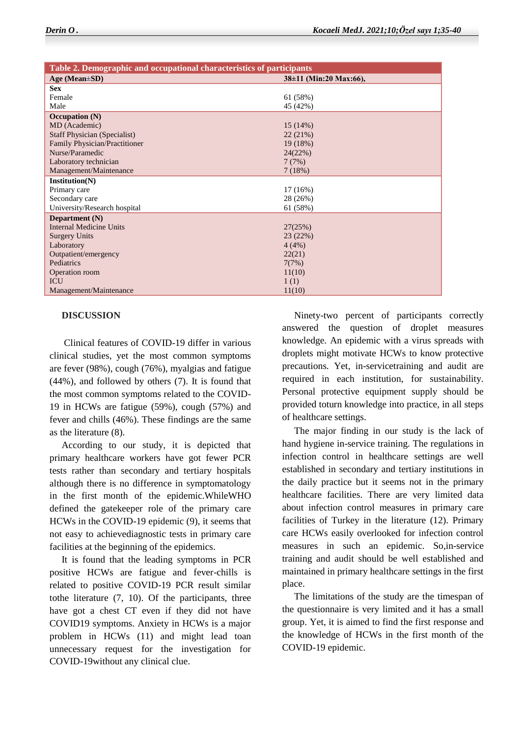| Table 2. Demographic and occupational characteristics of participants | |
|---|---|
| **Age (Mean±SD)** | **38±11 (Min:20 Max:66),** |
| **Sex** | |
| Female | 61 (58%) |
| Male | 45 (42%) |
| **Occupation (N)** | |
| MD (Academic) | 15 (14%) |
| Staff Physician (Specialist) | 22 (21%) |
| Family Physician/Practitioner | 19 (18%) |
| Nurse/Paramedic | 24(22%) |
| Laboratory technician | 7 (7%) |
| Management/Maintenance | 7 (18%) |
| **Institution(N)** | |
| Primary care | 17 (16%) |
| Secondary care | 28 (26%) |
| University/Research hospital | 61 (58%) |
| **Department (N)** | |
| Internal Medicine Units | 27(25%) |
| Surgery Units | 23 (22%) |
| Laboratory | 4 (4%) |
| Outpatient/emergency | 22(21) |
| Pediatrics | 7(7%) |
| Operation room | 11(10) |
| ICU | 1 (1) |
| Management/Maintenance | 11(10) |

## DISCUSSION

Clinical features of COVID-19 differ in various clinical studies, yet the most common symptoms are fever (98%), cough (76%), myalgias and fatigue (44%), and followed by others (7). It is found that the most common symptoms related to the COVID-19 in HCWs are fatigue (59%), cough (57%) and fever and chills (46%). These findings are the same as the literature (8).

According to our study, it is depicted that primary healthcare workers have got fewer PCR tests rather than secondary and tertiary hospitals although there is no difference in symptomatology in the first month of the epidemic.WhileWHO defined the gatekeeper role of the primary care HCWs in the COVID-19 epidemic (9), it seems that not easy to achievediagnostic tests in primary care facilities at the beginning of the epidemics.

It is found that the leading symptoms in PCR positive HCWs are fatigue and fever-chills is related to positive COVID-19 PCR result similar tothe literature (7, 10). Of the participants, three have got a chest CT even if they did not have COVID19 symptoms. Anxiety in HCWs is a major problem in HCWs (11) and might lead toan unnecessary request for the investigation for COVID-19without any clinical clue.

Ninety-two percent of participants correctly answered the question of droplet measures knowledge. An epidemic with a virus spreads with droplets might motivate HCWs to know protective precautions. Yet, in-servicetraining and audit are required in each institution, for sustainability. Personal protective equipment supply should be provided toturn knowledge into practice, in all steps of healthcare settings.

The major finding in our study is the lack of hand hygiene in-service training. The regulations in infection control in healthcare settings are well established in secondary and tertiary institutions in the daily practice but it seems not in the primary healthcare facilities. There are very limited data about infection control measures in primary care facilities of Turkey in the literature (12). Primary care HCWs easily overlooked for infection control measures in such an epidemic. So,in-service training and audit should be well established and maintained in primary healthcare settings in the first place.

The limitations of the study are the timespan of the questionnaire is very limited and it has a small group. Yet, it is aimed to find the first response and the knowledge of HCWs in the first month of the COVID-19 epidemic.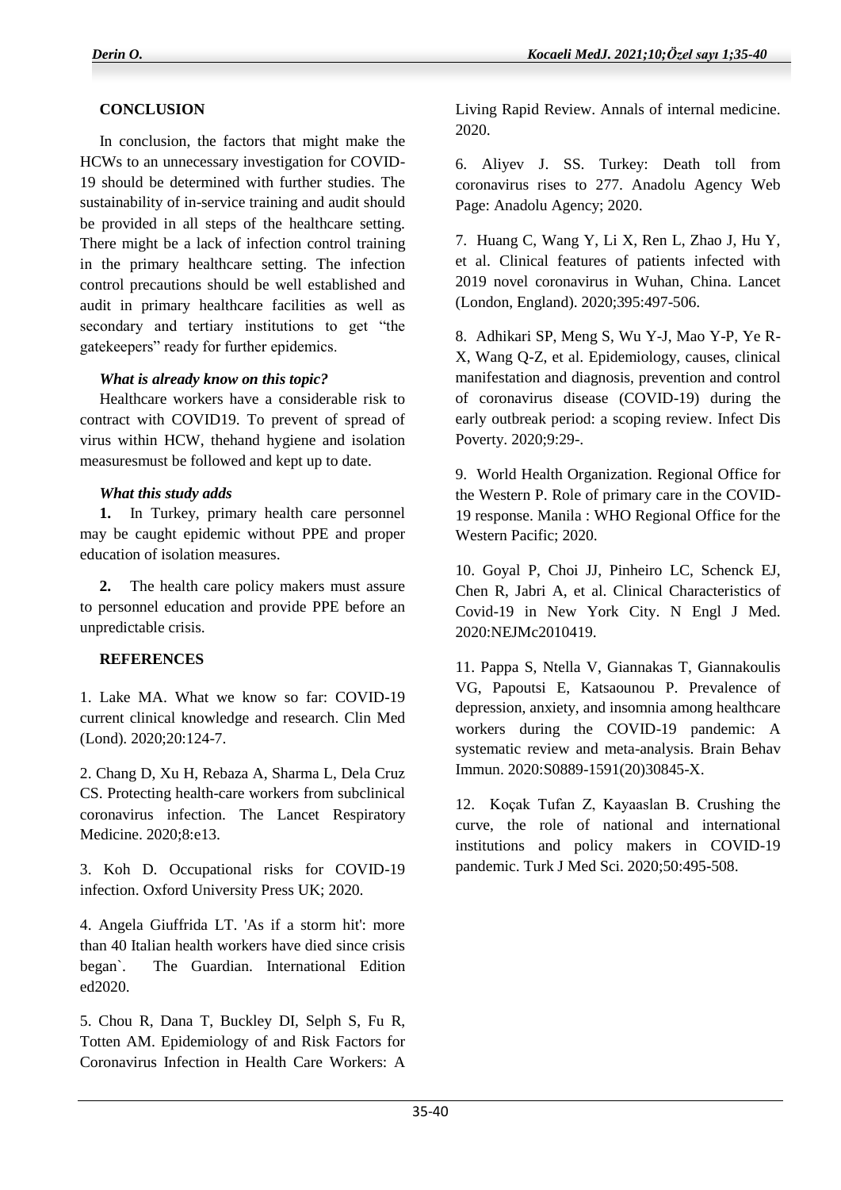## CONCLUSION

In conclusion, the factors that might make the HCWs to an unnecessary investigation for COVID-19 should be determined with further studies. The sustainability of in-service training and audit should be provided in all steps of the healthcare setting. There might be a lack of infection control training in the primary healthcare setting. The infection control precautions should be well established and audit in primary healthcare facilities as well as secondary and tertiary institutions to get "the gatekeepers" ready for further epidemics.

### *What is already know on this topic?*

Healthcare workers have a considerable risk to contract with COVID19. To prevent of spread of virus within HCW, thehand hygiene and isolation measuresmust be followed and kept up to date.

### *What this study adds*

**1.** In Turkey, primary health care personnel may be caught epidemic without PPE and proper education of isolation measures.

**2.** The health care policy makers must assure to personnel education and provide PPE before an unpredictable crisis.

## REFERENCES

1. Lake MA. What we know so far: COVID-19 current clinical knowledge and research. Clin Med (Lond). 2020;20:124-7.

2. Chang D, Xu H, Rebaza A, Sharma L, Dela Cruz CS. Protecting health-care workers from subclinical coronavirus infection. The Lancet Respiratory Medicine. 2020;8:e13.

3. Koh D. Occupational risks for COVID-19 infection. Oxford University Press UK; 2020.

4. Angela Giuffrida LT. 'As if a storm hit': more than 40 Italian health workers have died since crisis began`. The Guardian. International Edition ed2020.

5. Chou R, Dana T, Buckley DI, Selph S, Fu R, Totten AM. Epidemiology of and Risk Factors for Coronavirus Infection in Health Care Workers: A Living Rapid Review. Annals of internal medicine. 2020.

6. Aliyev J. SS. Turkey: Death toll from coronavirus rises to 277. Anadolu Agency Web Page: Anadolu Agency; 2020.

7. Huang C, Wang Y, Li X, Ren L, Zhao J, Hu Y, et al. Clinical features of patients infected with 2019 novel coronavirus in Wuhan, China. Lancet (London, England). 2020;395:497-506.

8. Adhikari SP, Meng S, Wu Y-J, Mao Y-P, Ye R-X, Wang Q-Z, et al. Epidemiology, causes, clinical manifestation and diagnosis, prevention and control of coronavirus disease (COVID-19) during the early outbreak period: a scoping review. Infect Dis Poverty. 2020;9:29-.

9. World Health Organization. Regional Office for the Western P. Role of primary care in the COVID-19 response. Manila : WHO Regional Office for the Western Pacific; 2020.

10. Goyal P, Choi JJ, Pinheiro LC, Schenck EJ, Chen R, Jabri A, et al. Clinical Characteristics of Covid-19 in New York City. N Engl J Med. 2020:NEJMc2010419.

11. Pappa S, Ntella V, Giannakas T, Giannakoulis VG, Papoutsi E, Katsaounou P. Prevalence of depression, anxiety, and insomnia among healthcare workers during the COVID-19 pandemic: A systematic review and meta-analysis. Brain Behav Immun. 2020:S0889-1591(20)30845-X.

12. Koçak Tufan Z, Kayaaslan B. Crushing the curve, the role of national and international institutions and policy makers in COVID-19 pandemic. Turk J Med Sci. 2020;50:495-508.